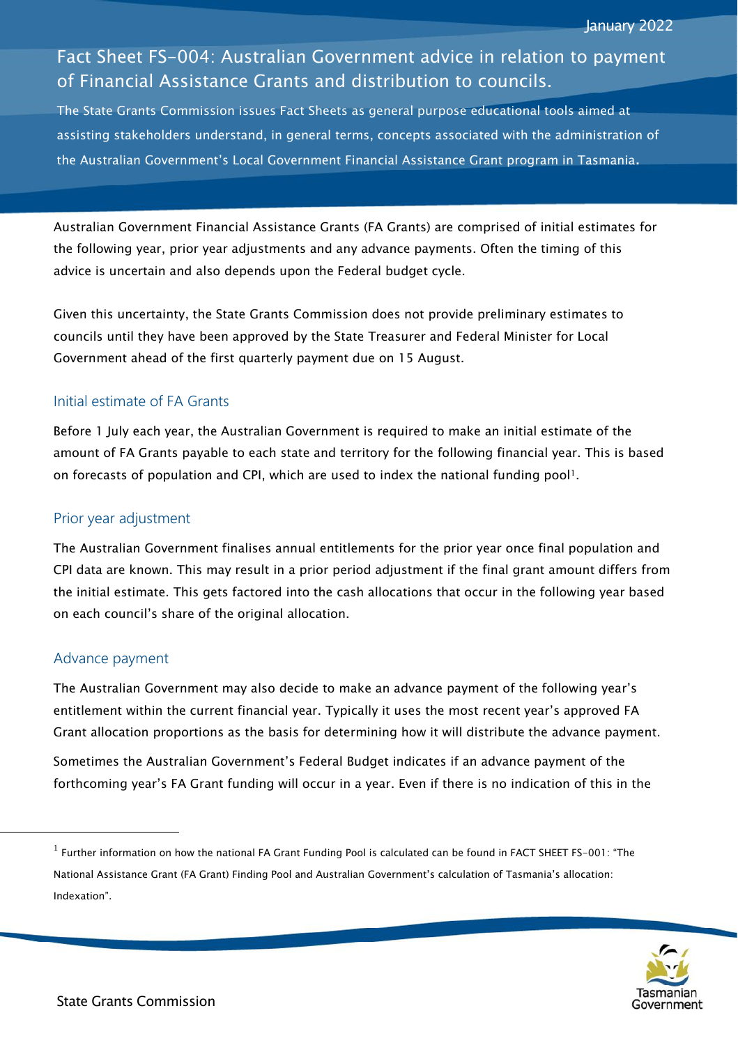January 2022

# Fact Sheet FS-004: Australian Government advice in relation to payment of Financial Assistance Grants and distribution to councils.

The State Grants Commission issues Fact Sheets as general purpose educational tools aimed at assisting stakeholders understand, in general terms, concepts associated with the administration of the Australian Government's Local Government Financial Assistance Grant program in Tasmania.

Australian Government Financial Assistance Grants (FA Grants) are comprised of initial estimates for the following year, prior year adjustments and any advance payments. Often the timing of this advice is uncertain and also depends upon the Federal budget cycle.

Given this uncertainty, the State Grants Commission does not provide preliminary estimates to councils until they have been approved by the State Treasurer and Federal Minister for Local Government ahead of the first quarterly payment due on 15 August.

## Initial estimate of FA Grants

Before 1 July each year, the Australian Government is required to make an initial estimate of the amount of FA Grants payable to each state and territory for the following financial year. This is based on forecasts of population and CPI, which are used to index the national funding pool[1].

## Prior year adjustment

The Australian Government finalises annual entitlements for the prior year once final population and CPI data are known. This may result in a prior period adjustment if the final grant amount differs from the initial estimate. This gets factored into the cash allocations that occur in the following year based on each council's share of the original allocation.

## Advance payment

The Australian Government may also decide to make an advance payment of the following year's entitlement within the current financial year. Typically it uses the most recent year's approved FA Grant allocation proportions as the basis for determining how it will distribute the advance payment.

Sometimes the Australian Government's Federal Budget indicates if an advance payment of the forthcoming year's FA Grant funding will occur in a year. Even if there is no indication of this in the

[1] Further information on how the national FA Grant Funding Pool is calculated can be found in FACT SHEET FS-001: "The National Assistance Grant (FA Grant) Finding Pool and Australian Government's calculation of Tasmania's allocation: Indexation".

State Grants Commission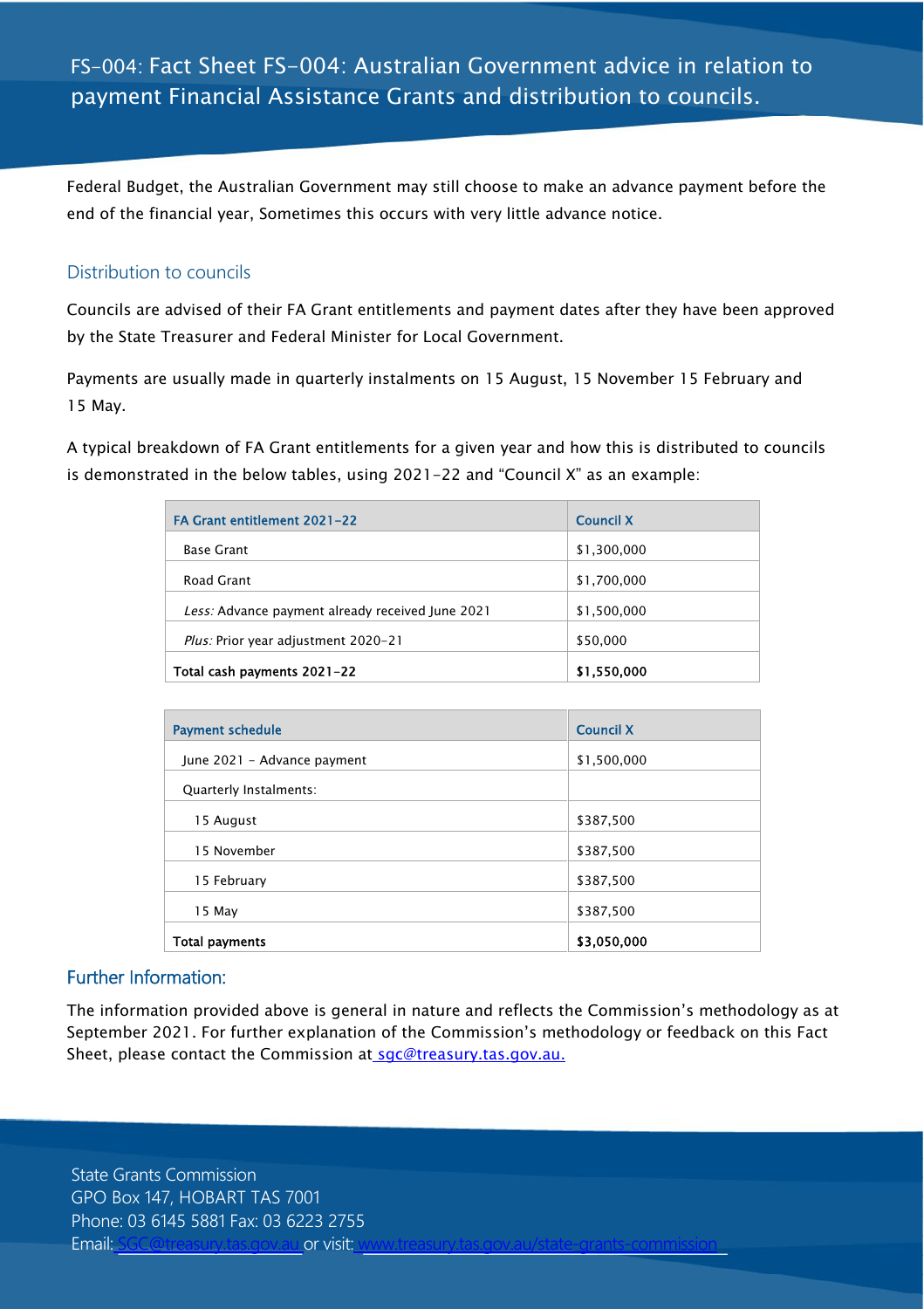Federal Budget, the Australian Government may still choose to make an advance payment before the end of the financial year, Sometimes this occurs with very little advance notice.

## Distribution to councils

Councils are advised of their FA Grant entitlements and payment dates after they have been approved by the State Treasurer and Federal Minister for Local Government.

Payments are usually made in quarterly instalments on 15 August, 15 November 15 February and 15 May.

A typical breakdown of FA Grant entitlements for a given year and how this is distributed to councils is demonstrated in the below tables, using 2021-22 and "Council X" as an example:

| FA Grant entitlement 2021-22 | Council X |
|---|---|
| Base Grant | $1,300,000 |
| Road Grant | $1,700,000 |
| *Less:* Advance payment already received June 2021 | $1,500,000 |
| *Plus:* Prior year adjustment 2020-21 | $50,000 |
| **Total cash payments 2021-22** | **$1,550,000** |

| Payment schedule | Council X |
|---|---|
| June 2021 - Advance payment | $1,500,000 |
| Quarterly Instalments: | |
| 15 August | $387,500 |
| 15 November | $387,500 |
| 15 February | $387,500 |
| 15 May | $387,500 |
| **Total payments** | **$3,050,000** |

## Further Information:

The information provided above is general in nature and reflects the Commission's methodology as at September 2021. For further explanation of the Commission's methodology or feedback on this Fact Sheet, please contact the Commission at sgc@treasury.tas.gov.au.

State Grants Commission
GPO Box 147, HOBART TAS 7001
Phone: 03 6145 5881 Fax: 03 6223 2755
Email: SGC@treasury.tas.gov.au or visit: www.treasury.tas.gov.au/state-grants-commission